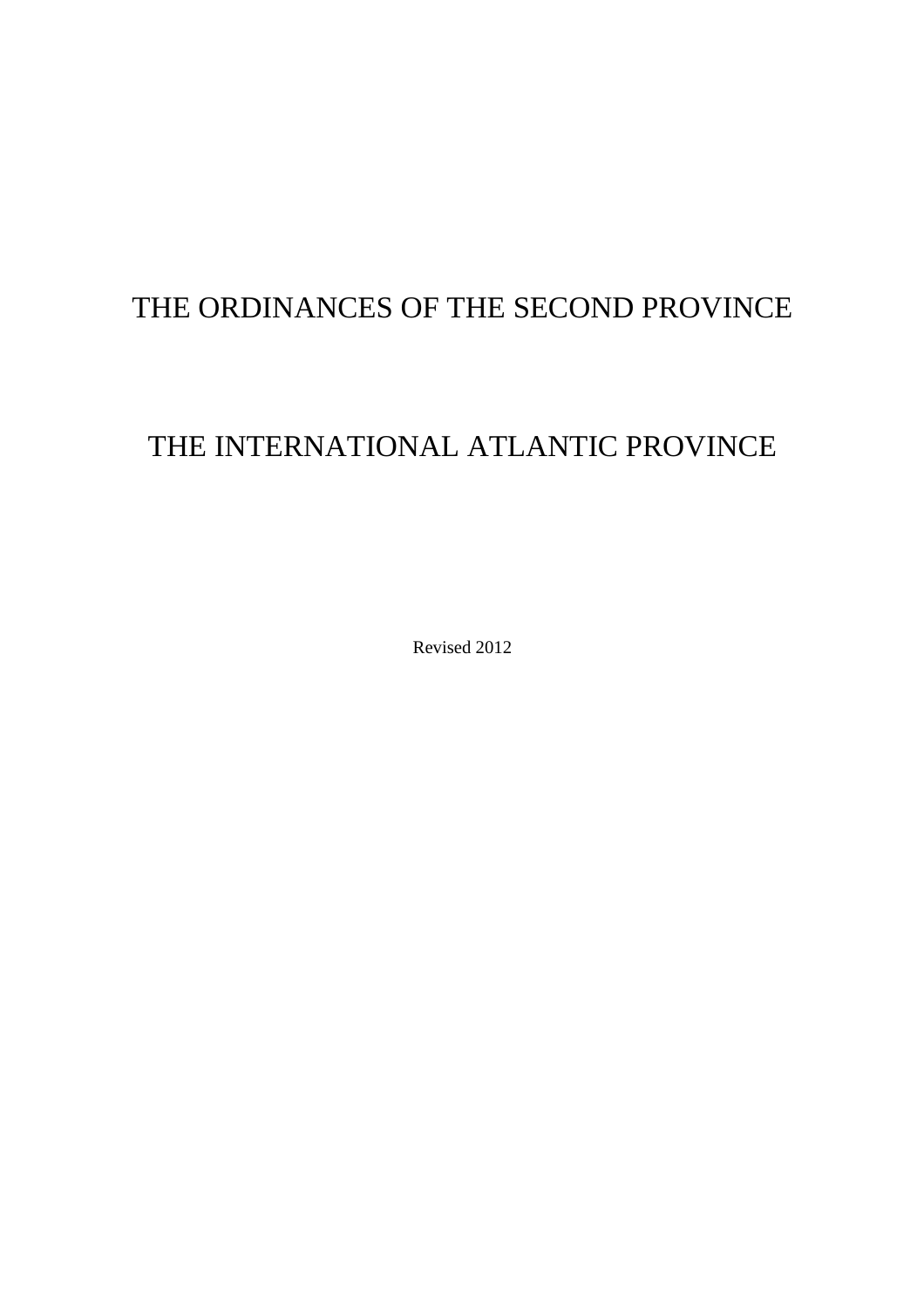# THE ORDINANCES OF THE SECOND PROVINCE

# THE INTERNATIONAL ATLANTIC PROVINCE

Revised 2012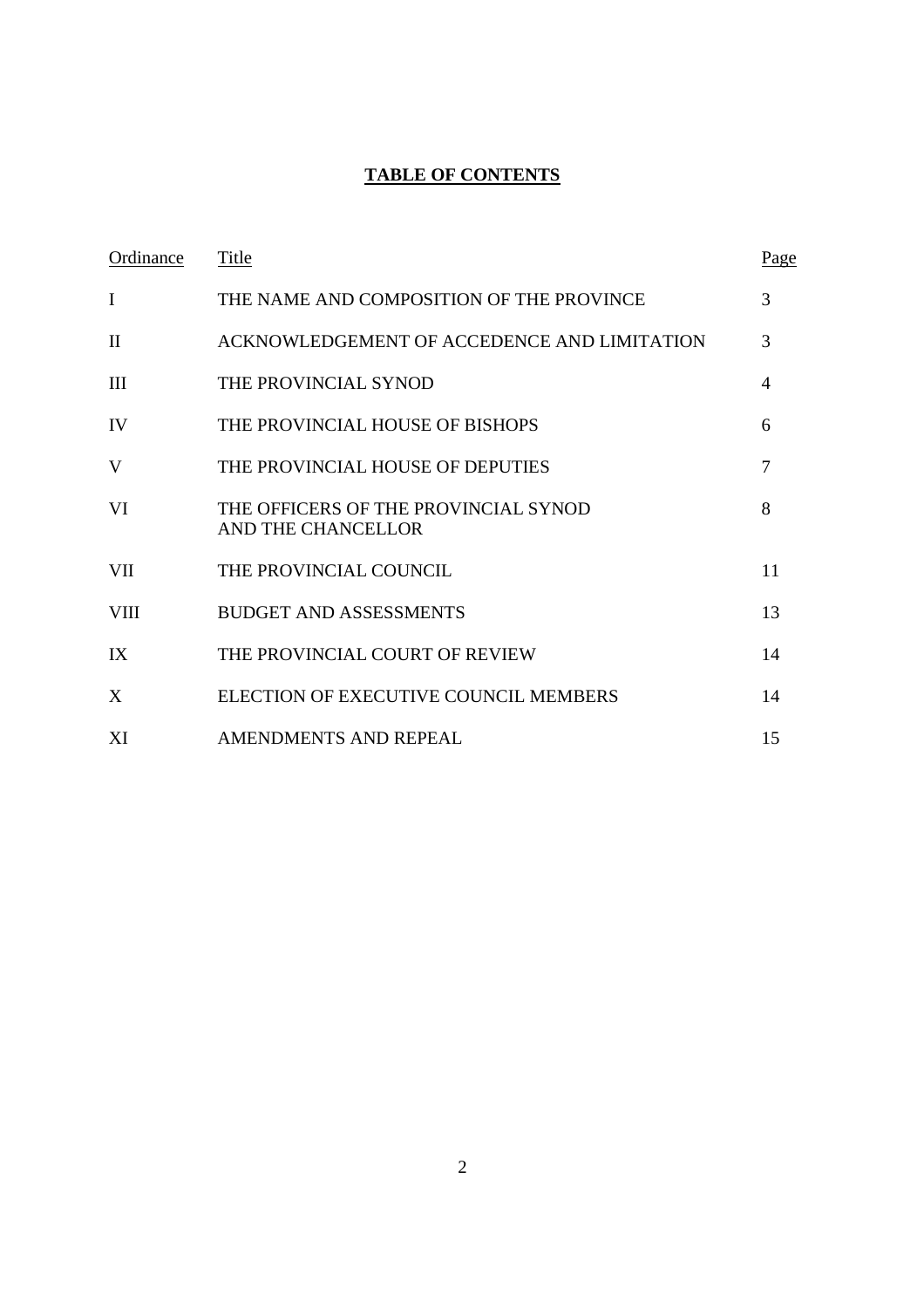# TABLE OF CONTENTS

| Ordinance | Title | Page |
|---|---|---|
| I | THE NAME AND COMPOSITION OF THE PROVINCE | 3 |
| II | ACKNOWLEDGEMENT OF ACCEDENCE AND LIMITATION | 3 |
| III | THE PROVINCIAL SYNOD | 4 |
| IV | THE PROVINCIAL HOUSE OF BISHOPS | 6 |
| V | THE PROVINCIAL HOUSE OF DEPUTIES | 7 |
| VI | THE OFFICERS OF THE PROVINCIAL SYNOD AND THE CHANCELLOR | 8 |
| VII | THE PROVINCIAL COUNCIL | 11 |
| VIII | BUDGET AND ASSESSMENTS | 13 |
| IX | THE PROVINCIAL COURT OF REVIEW | 14 |
| X | ELECTION OF EXECUTIVE COUNCIL MEMBERS | 14 |
| XI | AMENDMENTS AND REPEAL | 15 |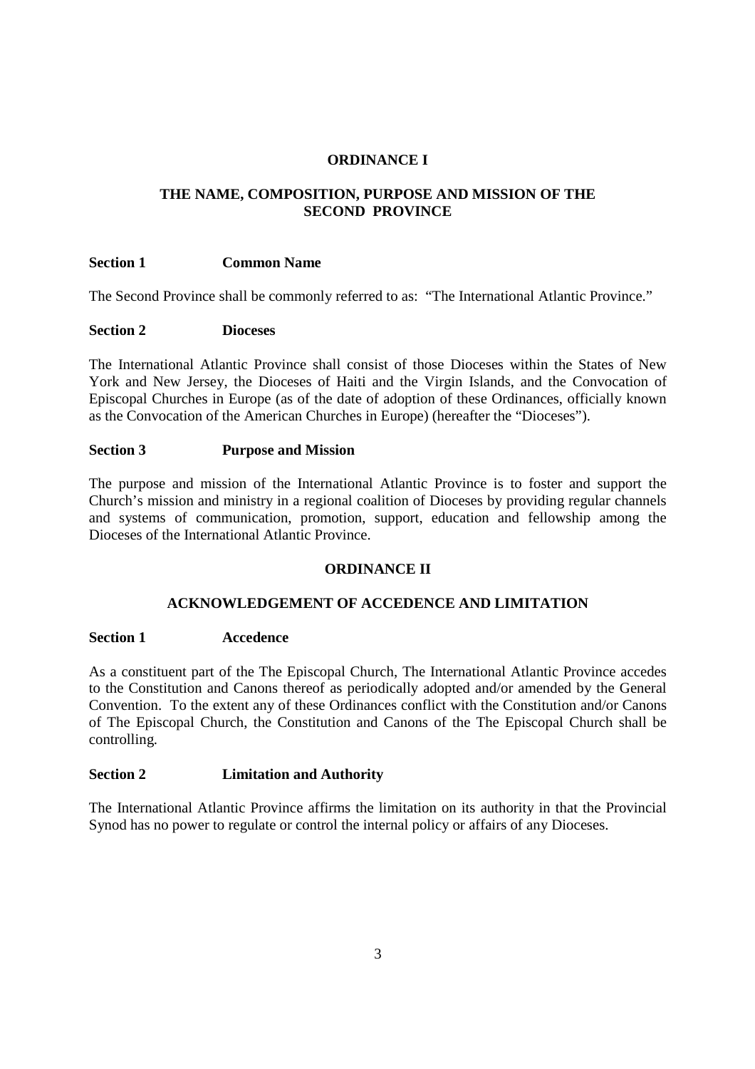# ORDINANCE I

## THE NAME, COMPOSITION, PURPOSE AND MISSION OF THE SECOND PROVINCE

### Section 1 Common Name

The Second Province shall be commonly referred to as: "The International Atlantic Province."

### Section 2 Dioceses

The International Atlantic Province shall consist of those Dioceses within the States of New York and New Jersey, the Dioceses of Haiti and the Virgin Islands, and the Convocation of Episcopal Churches in Europe (as of the date of adoption of these Ordinances, officially known as the Convocation of the American Churches in Europe) (hereafter the "Dioceses").

### Section 3 Purpose and Mission

The purpose and mission of the International Atlantic Province is to foster and support the Church's mission and ministry in a regional coalition of Dioceses by providing regular channels and systems of communication, promotion, support, education and fellowship among the Dioceses of the International Atlantic Province.

# ORDINANCE II

## ACKNOWLEDGEMENT OF ACCEDENCE AND LIMITATION

### Section 1 Accedence

As a constituent part of the The Episcopal Church, The International Atlantic Province accedes to the Constitution and Canons thereof as periodically adopted and/or amended by the General Convention. To the extent any of these Ordinances conflict with the Constitution and/or Canons of The Episcopal Church, the Constitution and Canons of the The Episcopal Church shall be controlling.

### Section 2 Limitation and Authority

The International Atlantic Province affirms the limitation on its authority in that the Provincial Synod has no power to regulate or control the internal policy or affairs of any Dioceses.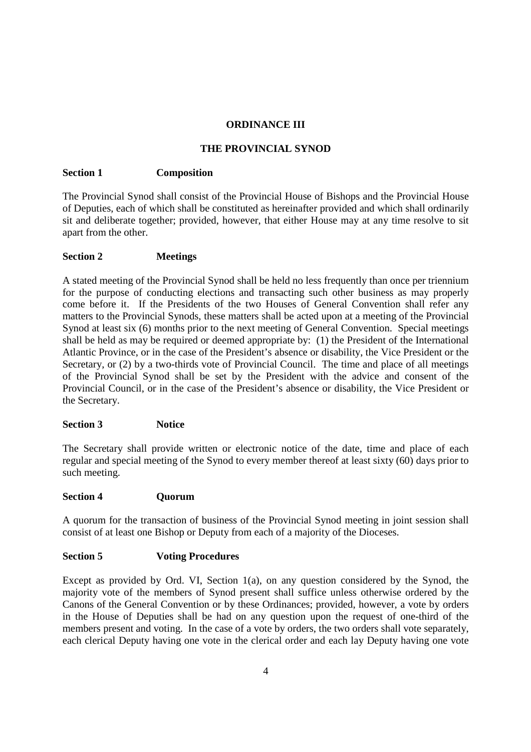## ORDINANCE III

## THE PROVINCIAL SYNOD

**Section 1 Composition**

The Provincial Synod shall consist of the Provincial House of Bishops and the Provincial House of Deputies, each of which shall be constituted as hereinafter provided and which shall ordinarily sit and deliberate together; provided, however, that either House may at any time resolve to sit apart from the other.

**Section 2 Meetings**

A stated meeting of the Provincial Synod shall be held no less frequently than once per triennium for the purpose of conducting elections and transacting such other business as may properly come before it. If the Presidents of the two Houses of General Convention shall refer any matters to the Provincial Synods, these matters shall be acted upon at a meeting of the Provincial Synod at least six (6) months prior to the next meeting of General Convention. Special meetings shall be held as may be required or deemed appropriate by: (1) the President of the International Atlantic Province, or in the case of the President's absence or disability, the Vice President or the Secretary, or (2) by a two-thirds vote of Provincial Council. The time and place of all meetings of the Provincial Synod shall be set by the President with the advice and consent of the Provincial Council, or in the case of the President's absence or disability, the Vice President or the Secretary.

**Section 3 Notice**

The Secretary shall provide written or electronic notice of the date, time and place of each regular and special meeting of the Synod to every member thereof at least sixty (60) days prior to such meeting.

**Section 4 Quorum**

A quorum for the transaction of business of the Provincial Synod meeting in joint session shall consist of at least one Bishop or Deputy from each of a majority of the Dioceses.

**Section 5 Voting Procedures**

Except as provided by Ord. VI, Section 1(a), on any question considered by the Synod, the majority vote of the members of Synod present shall suffice unless otherwise ordered by the Canons of the General Convention or by these Ordinances; provided, however, a vote by orders in the House of Deputies shall be had on any question upon the request of one-third of the members present and voting. In the case of a vote by orders, the two orders shall vote separately, each clerical Deputy having one vote in the clerical order and each lay Deputy having one vote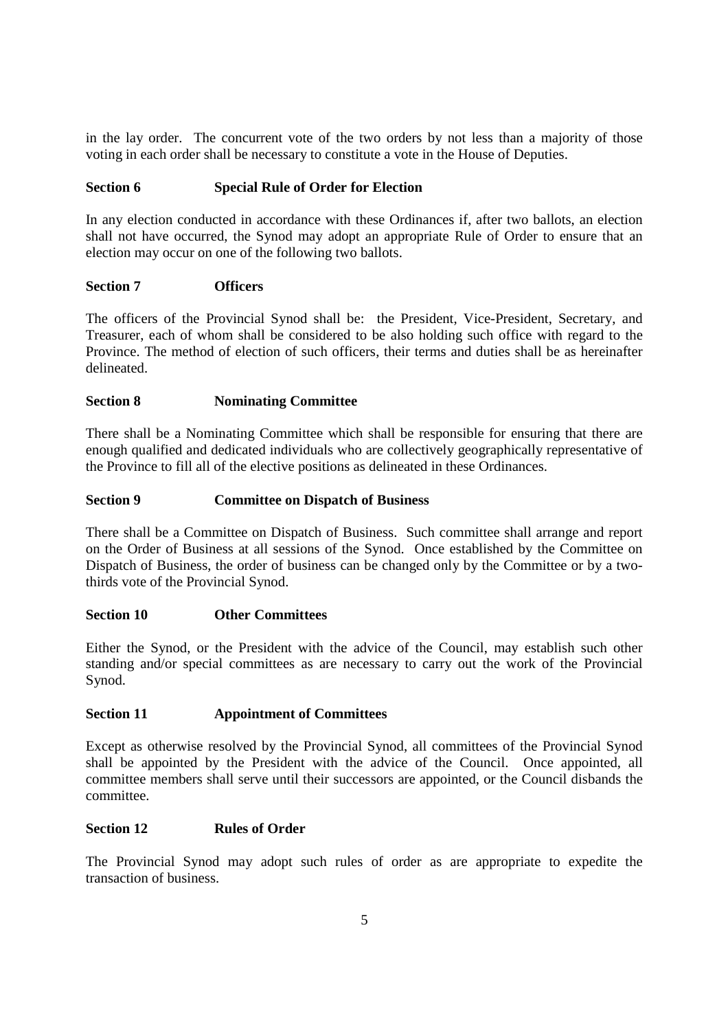in the lay order. The concurrent vote of the two orders by not less than a majority of those voting in each order shall be necessary to constitute a vote in the House of Deputies.

**Section 6 Special Rule of Order for Election**

In any election conducted in accordance with these Ordinances if, after two ballots, an election shall not have occurred, the Synod may adopt an appropriate Rule of Order to ensure that an election may occur on one of the following two ballots.

**Section 7 Officers**

The officers of the Provincial Synod shall be: the President, Vice-President, Secretary, and Treasurer, each of whom shall be considered to be also holding such office with regard to the Province. The method of election of such officers, their terms and duties shall be as hereinafter delineated.

**Section 8 Nominating Committee**

There shall be a Nominating Committee which shall be responsible for ensuring that there are enough qualified and dedicated individuals who are collectively geographically representative of the Province to fill all of the elective positions as delineated in these Ordinances.

**Section 9 Committee on Dispatch of Business**

There shall be a Committee on Dispatch of Business. Such committee shall arrange and report on the Order of Business at all sessions of the Synod. Once established by the Committee on Dispatch of Business, the order of business can be changed only by the Committee or by a two-thirds vote of the Provincial Synod.

**Section 10 Other Committees**

Either the Synod, or the President with the advice of the Council, may establish such other standing and/or special committees as are necessary to carry out the work of the Provincial Synod.

**Section 11 Appointment of Committees**

Except as otherwise resolved by the Provincial Synod, all committees of the Provincial Synod shall be appointed by the President with the advice of the Council. Once appointed, all committee members shall serve until their successors are appointed, or the Council disbands the committee.

**Section 12 Rules of Order**

The Provincial Synod may adopt such rules of order as are appropriate to expedite the transaction of business.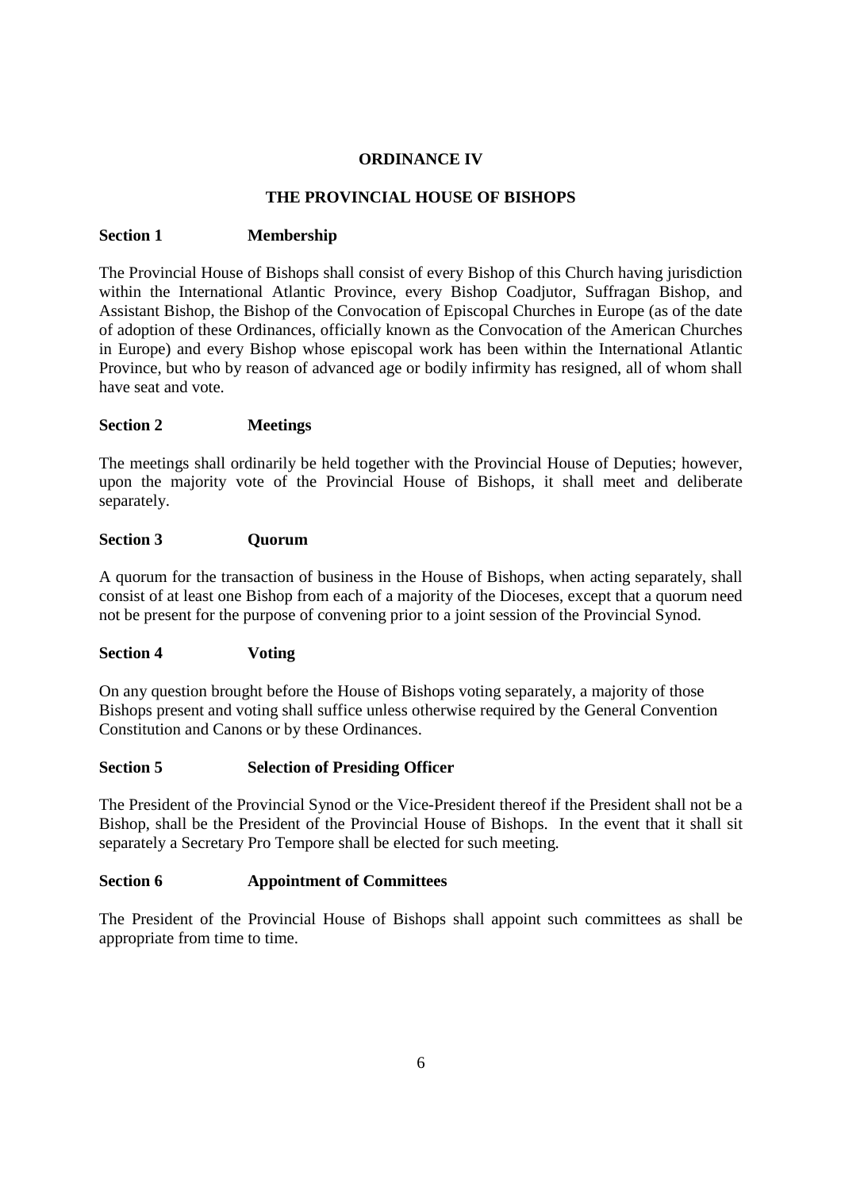# ORDINANCE IV

## THE PROVINCIAL HOUSE OF BISHOPS

### Section 1 Membership

The Provincial House of Bishops shall consist of every Bishop of this Church having jurisdiction within the International Atlantic Province, every Bishop Coadjutor, Suffragan Bishop, and Assistant Bishop, the Bishop of the Convocation of Episcopal Churches in Europe (as of the date of adoption of these Ordinances, officially known as the Convocation of the American Churches in Europe) and every Bishop whose episcopal work has been within the International Atlantic Province, but who by reason of advanced age or bodily infirmity has resigned, all of whom shall have seat and vote.

### Section 2 Meetings

The meetings shall ordinarily be held together with the Provincial House of Deputies; however, upon the majority vote of the Provincial House of Bishops, it shall meet and deliberate separately.

### Section 3 Quorum

A quorum for the transaction of business in the House of Bishops, when acting separately, shall consist of at least one Bishop from each of a majority of the Dioceses, except that a quorum need not be present for the purpose of convening prior to a joint session of the Provincial Synod.

### Section 4 Voting

On any question brought before the House of Bishops voting separately, a majority of those Bishops present and voting shall suffice unless otherwise required by the General Convention Constitution and Canons or by these Ordinances.

### Section 5 Selection of Presiding Officer

The President of the Provincial Synod or the Vice-President thereof if the President shall not be a Bishop, shall be the President of the Provincial House of Bishops. In the event that it shall sit separately a Secretary Pro Tempore shall be elected for such meeting.

### Section 6 Appointment of Committees

The President of the Provincial House of Bishops shall appoint such committees as shall be appropriate from time to time.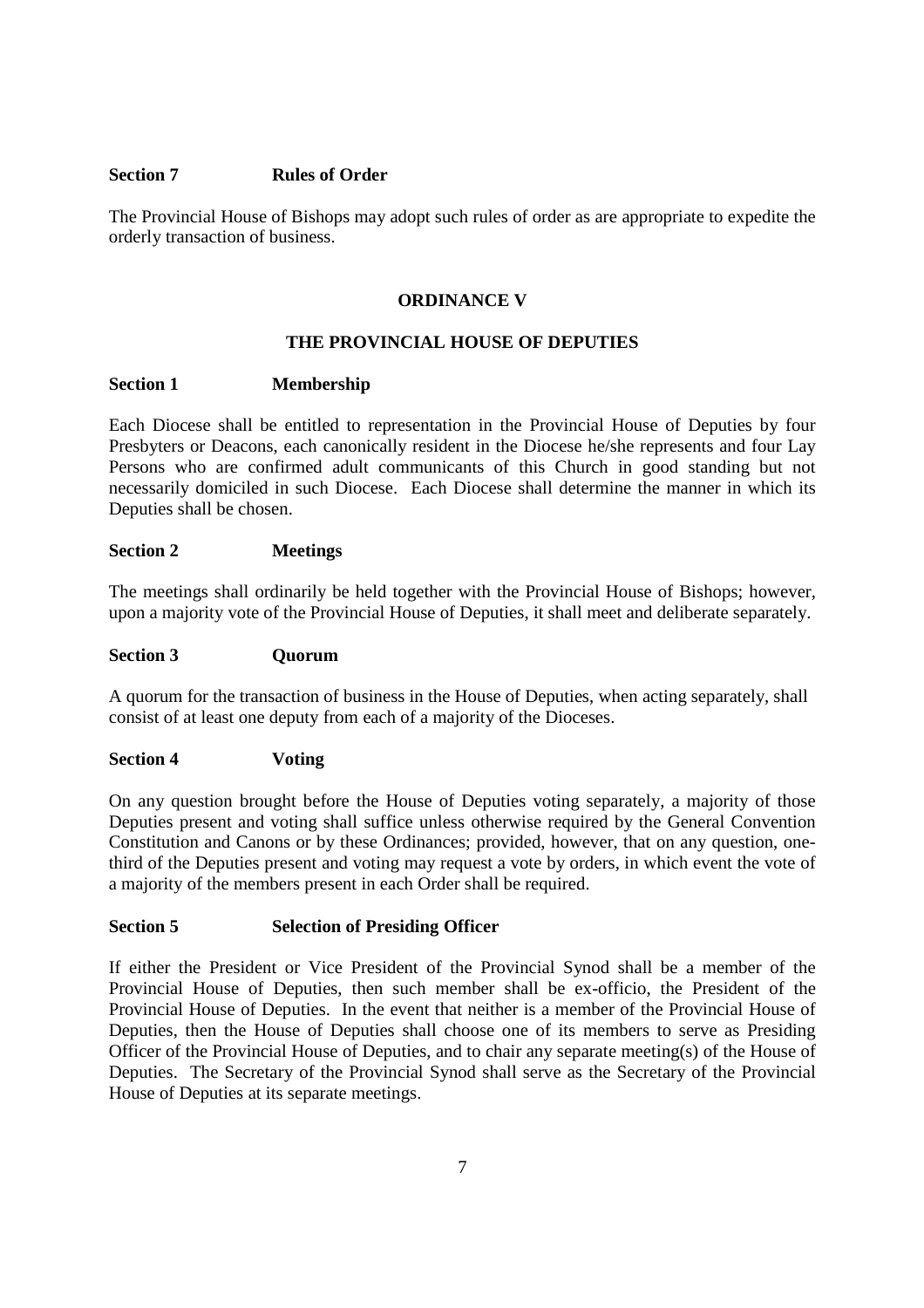**Section 7 Rules of Order**

The Provincial House of Bishops may adopt such rules of order as are appropriate to expedite the orderly transaction of business.

## ORDINANCE V

## THE PROVINCIAL HOUSE OF DEPUTIES

**Section 1 Membership**

Each Diocese shall be entitled to representation in the Provincial House of Deputies by four Presbyters or Deacons, each canonically resident in the Diocese he/she represents and four Lay Persons who are confirmed adult communicants of this Church in good standing but not necessarily domiciled in such Diocese. Each Diocese shall determine the manner in which its Deputies shall be chosen.

**Section 2 Meetings**

The meetings shall ordinarily be held together with the Provincial House of Bishops; however, upon a majority vote of the Provincial House of Deputies, it shall meet and deliberate separately.

**Section 3 Quorum**

A quorum for the transaction of business in the House of Deputies, when acting separately, shall consist of at least one deputy from each of a majority of the Dioceses.

**Section 4 Voting**

On any question brought before the House of Deputies voting separately, a majority of those Deputies present and voting shall suffice unless otherwise required by the General Convention Constitution and Canons or by these Ordinances; provided, however, that on any question, one-third of the Deputies present and voting may request a vote by orders, in which event the vote of a majority of the members present in each Order shall be required.

**Section 5 Selection of Presiding Officer**

If either the President or Vice President of the Provincial Synod shall be a member of the Provincial House of Deputies, then such member shall be ex-officio, the President of the Provincial House of Deputies. In the event that neither is a member of the Provincial House of Deputies, then the House of Deputies shall choose one of its members to serve as Presiding Officer of the Provincial House of Deputies, and to chair any separate meeting(s) of the House of Deputies. The Secretary of the Provincial Synod shall serve as the Secretary of the Provincial House of Deputies at its separate meetings.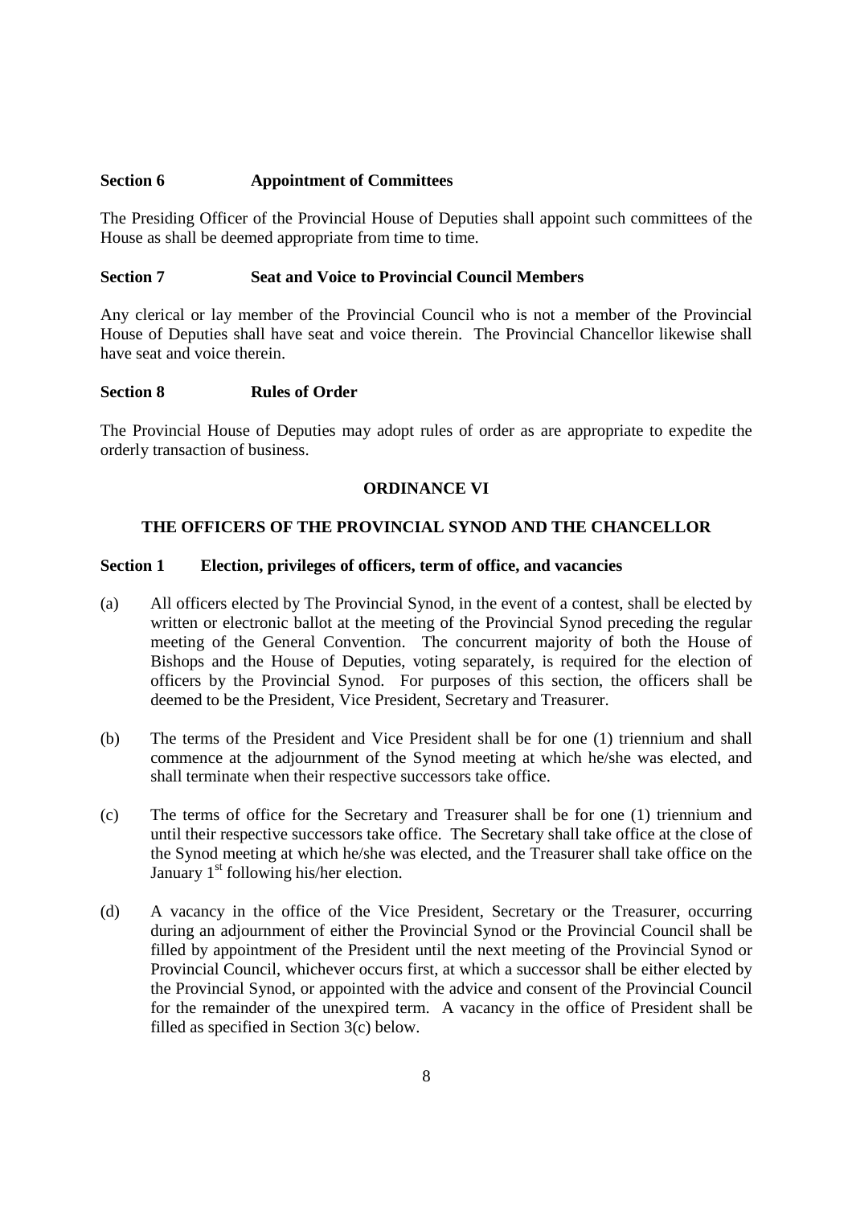**Section 6 Appointment of Committees**

The Presiding Officer of the Provincial House of Deputies shall appoint such committees of the House as shall be deemed appropriate from time to time.

**Section 7 Seat and Voice to Provincial Council Members**

Any clerical or lay member of the Provincial Council who is not a member of the Provincial House of Deputies shall have seat and voice therein. The Provincial Chancellor likewise shall have seat and voice therein.

**Section 8 Rules of Order**

The Provincial House of Deputies may adopt rules of order as are appropriate to expedite the orderly transaction of business.

## ORDINANCE VI

## THE OFFICERS OF THE PROVINCIAL SYNOD AND THE CHANCELLOR

**Section 1 Election, privileges of officers, term of office, and vacancies**

(a) All officers elected by The Provincial Synod, in the event of a contest, shall be elected by written or electronic ballot at the meeting of the Provincial Synod preceding the regular meeting of the General Convention. The concurrent majority of both the House of Bishops and the House of Deputies, voting separately, is required for the election of officers by the Provincial Synod. For purposes of this section, the officers shall be deemed to be the President, Vice President, Secretary and Treasurer.

(b) The terms of the President and Vice President shall be for one (1) triennium and shall commence at the adjournment of the Synod meeting at which he/she was elected, and shall terminate when their respective successors take office.

(c) The terms of office for the Secretary and Treasurer shall be for one (1) triennium and until their respective successors take office. The Secretary shall take office at the close of the Synod meeting at which he/she was elected, and the Treasurer shall take office on the January 1st following his/her election.

(d) A vacancy in the office of the Vice President, Secretary or the Treasurer, occurring during an adjournment of either the Provincial Synod or the Provincial Council shall be filled by appointment of the President until the next meeting of the Provincial Synod or Provincial Council, whichever occurs first, at which a successor shall be either elected by the Provincial Synod, or appointed with the advice and consent of the Provincial Council for the remainder of the unexpired term. A vacancy in the office of President shall be filled as specified in Section 3(c) below.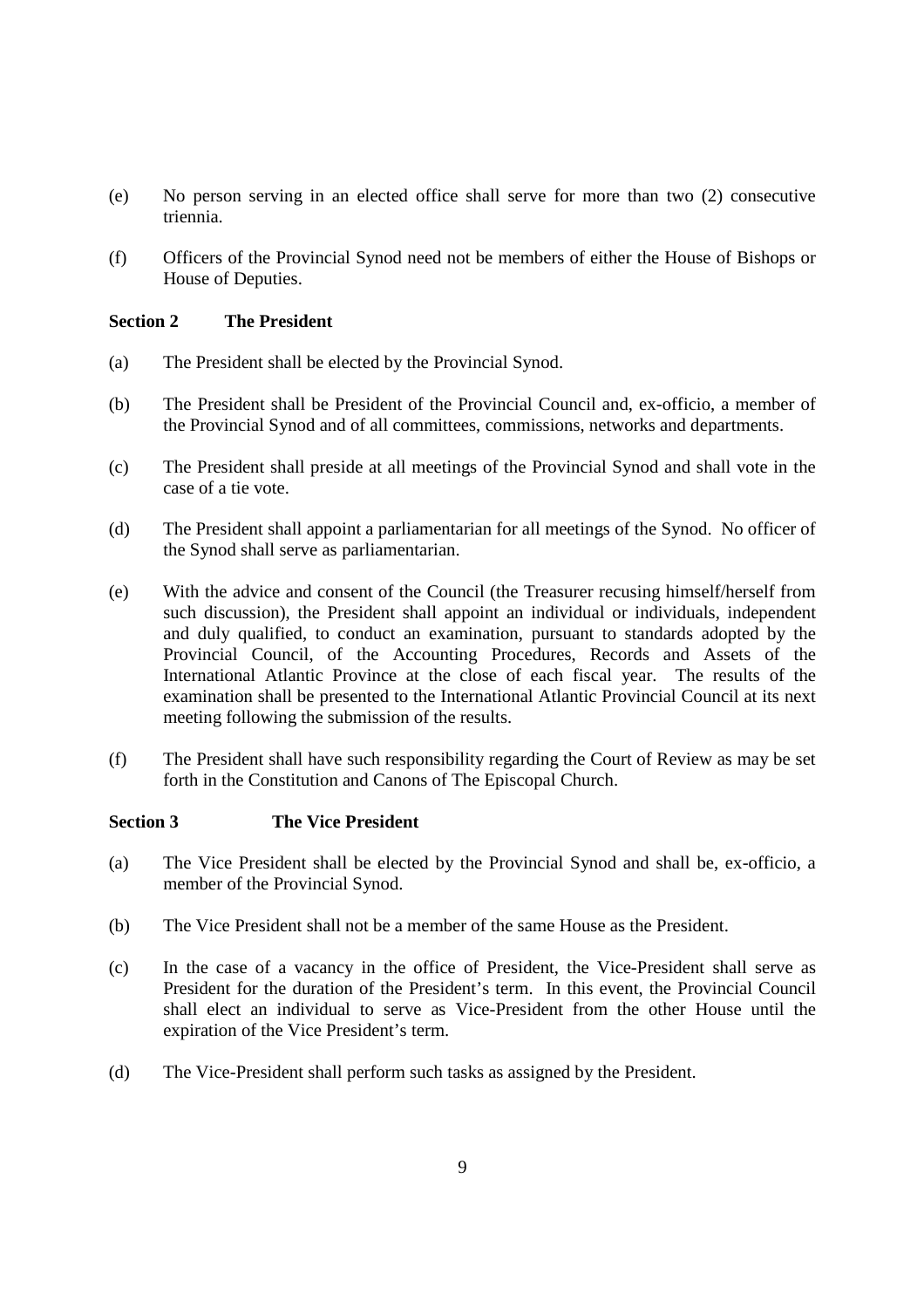(e) No person serving in an elected office shall serve for more than two (2) consecutive triennia.

(f) Officers of the Provincial Synod need not be members of either the House of Bishops or House of Deputies.

**Section 2 The President**

(a) The President shall be elected by the Provincial Synod.

(b) The President shall be President of the Provincial Council and, ex-officio, a member of the Provincial Synod and of all committees, commissions, networks and departments.

(c) The President shall preside at all meetings of the Provincial Synod and shall vote in the case of a tie vote.

(d) The President shall appoint a parliamentarian for all meetings of the Synod. No officer of the Synod shall serve as parliamentarian.

(e) With the advice and consent of the Council (the Treasurer recusing himself/herself from such discussion), the President shall appoint an individual or individuals, independent and duly qualified, to conduct an examination, pursuant to standards adopted by the Provincial Council, of the Accounting Procedures, Records and Assets of the International Atlantic Province at the close of each fiscal year. The results of the examination shall be presented to the International Atlantic Provincial Council at its next meeting following the submission of the results.

(f) The President shall have such responsibility regarding the Court of Review as may be set forth in the Constitution and Canons of The Episcopal Church.

**Section 3 The Vice President**

(a) The Vice President shall be elected by the Provincial Synod and shall be, ex-officio, a member of the Provincial Synod.

(b) The Vice President shall not be a member of the same House as the President.

(c) In the case of a vacancy in the office of President, the Vice-President shall serve as President for the duration of the President's term. In this event, the Provincial Council shall elect an individual to serve as Vice-President from the other House until the expiration of the Vice President's term.

(d) The Vice-President shall perform such tasks as assigned by the President.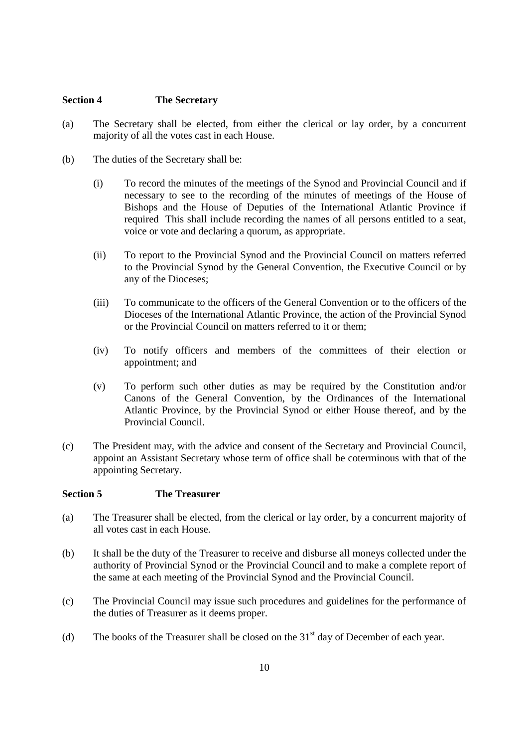### Section 4 The Secretary

(a) The Secretary shall be elected, from either the clerical or lay order, by a concurrent majority of all the votes cast in each House.

(b) The duties of the Secretary shall be:

(i) To record the minutes of the meetings of the Synod and Provincial Council and if necessary to see to the recording of the minutes of meetings of the House of Bishops and the House of Deputies of the International Atlantic Province if required This shall include recording the names of all persons entitled to a seat, voice or vote and declaring a quorum, as appropriate.

(ii) To report to the Provincial Synod and the Provincial Council on matters referred to the Provincial Synod by the General Convention, the Executive Council or by any of the Dioceses;

(iii) To communicate to the officers of the General Convention or to the officers of the Dioceses of the International Atlantic Province, the action of the Provincial Synod or the Provincial Council on matters referred to it or them;

(iv) To notify officers and members of the committees of their election or appointment; and

(v) To perform such other duties as may be required by the Constitution and/or Canons of the General Convention, by the Ordinances of the International Atlantic Province, by the Provincial Synod or either House thereof, and by the Provincial Council.

(c) The President may, with the advice and consent of the Secretary and Provincial Council, appoint an Assistant Secretary whose term of office shall be coterminous with that of the appointing Secretary.

### Section 5 The Treasurer

(a) The Treasurer shall be elected, from the clerical or lay order, by a concurrent majority of all votes cast in each House.

(b) It shall be the duty of the Treasurer to receive and disburse all moneys collected under the authority of Provincial Synod or the Provincial Council and to make a complete report of the same at each meeting of the Provincial Synod and the Provincial Council.

(c) The Provincial Council may issue such procedures and guidelines for the performance of the duties of Treasurer as it deems proper.

(d) The books of the Treasurer shall be closed on the 31st day of December of each year.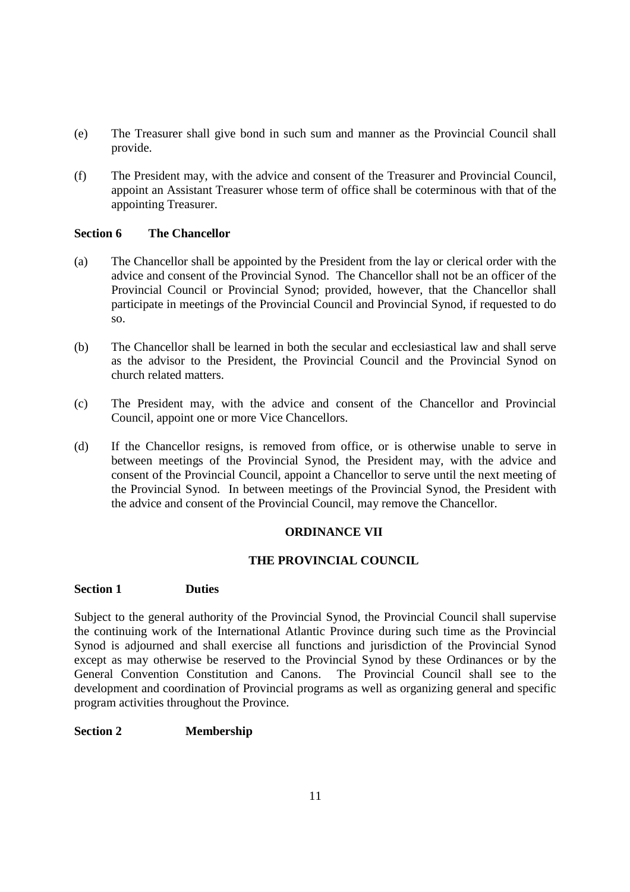(e) The Treasurer shall give bond in such sum and manner as the Provincial Council shall provide.

(f) The President may, with the advice and consent of the Treasurer and Provincial Council, appoint an Assistant Treasurer whose term of office shall be coterminous with that of the appointing Treasurer.

**Section 6 The Chancellor**

(a) The Chancellor shall be appointed by the President from the lay or clerical order with the advice and consent of the Provincial Synod. The Chancellor shall not be an officer of the Provincial Council or Provincial Synod; provided, however, that the Chancellor shall participate in meetings of the Provincial Council and Provincial Synod, if requested to do so.

(b) The Chancellor shall be learned in both the secular and ecclesiastical law and shall serve as the advisor to the President, the Provincial Council and the Provincial Synod on church related matters.

(c) The President may, with the advice and consent of the Chancellor and Provincial Council, appoint one or more Vice Chancellors.

(d) If the Chancellor resigns, is removed from office, or is otherwise unable to serve in between meetings of the Provincial Synod, the President may, with the advice and consent of the Provincial Council, appoint a Chancellor to serve until the next meeting of the Provincial Synod. In between meetings of the Provincial Synod, the President with the advice and consent of the Provincial Council, may remove the Chancellor.

## ORDINANCE VII

## THE PROVINCIAL COUNCIL

**Section 1 Duties**

Subject to the general authority of the Provincial Synod, the Provincial Council shall supervise the continuing work of the International Atlantic Province during such time as the Provincial Synod is adjourned and shall exercise all functions and jurisdiction of the Provincial Synod except as may otherwise be reserved to the Provincial Synod by these Ordinances or by the General Convention Constitution and Canons. The Provincial Council shall see to the development and coordination of Provincial programs as well as organizing general and specific program activities throughout the Province.

**Section 2 Membership**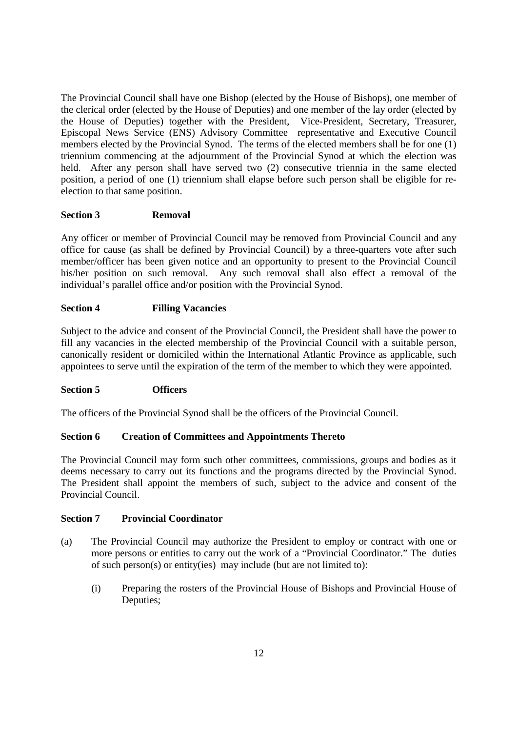The Provincial Council shall have one Bishop (elected by the House of Bishops), one member of the clerical order (elected by the House of Deputies) and one member of the lay order (elected by the House of Deputies) together with the President, Vice-President, Secretary, Treasurer, Episcopal News Service (ENS) Advisory Committee representative and Executive Council members elected by the Provincial Synod. The terms of the elected members shall be for one (1) triennium commencing at the adjournment of the Provincial Synod at which the election was held. After any person shall have served two (2) consecutive triennia in the same elected position, a period of one (1) triennium shall elapse before such person shall be eligible for re-election to that same position.

**Section 3 Removal**

Any officer or member of Provincial Council may be removed from Provincial Council and any office for cause (as shall be defined by Provincial Council) by a three-quarters vote after such member/officer has been given notice and an opportunity to present to the Provincial Council his/her position on such removal. Any such removal shall also effect a removal of the individual's parallel office and/or position with the Provincial Synod.

**Section 4 Filling Vacancies**

Subject to the advice and consent of the Provincial Council, the President shall have the power to fill any vacancies in the elected membership of the Provincial Council with a suitable person, canonically resident or domiciled within the International Atlantic Province as applicable, such appointees to serve until the expiration of the term of the member to which they were appointed.

**Section 5 Officers**

The officers of the Provincial Synod shall be the officers of the Provincial Council.

**Section 6 Creation of Committees and Appointments Thereto**

The Provincial Council may form such other committees, commissions, groups and bodies as it deems necessary to carry out its functions and the programs directed by the Provincial Synod. The President shall appoint the members of such, subject to the advice and consent of the Provincial Council.

**Section 7 Provincial Coordinator**

(a) The Provincial Council may authorize the President to employ or contract with one or more persons or entities to carry out the work of a "Provincial Coordinator." The duties of such person(s) or entity(ies) may include (but are not limited to):

  (i) Preparing the rosters of the Provincial House of Bishops and Provincial House of Deputies;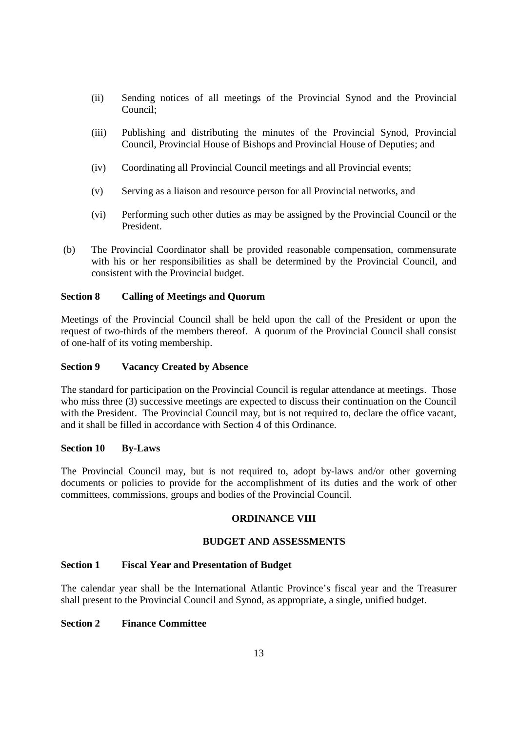(ii) Sending notices of all meetings of the Provincial Synod and the Provincial Council;

(iii) Publishing and distributing the minutes of the Provincial Synod, Provincial Council, Provincial House of Bishops and Provincial House of Deputies; and

(iv) Coordinating all Provincial Council meetings and all Provincial events;

(v) Serving as a liaison and resource person for all Provincial networks, and

(vi) Performing such other duties as may be assigned by the Provincial Council or the President.

(b) The Provincial Coordinator shall be provided reasonable compensation, commensurate with his or her responsibilities as shall be determined by the Provincial Council, and consistent with the Provincial budget.

**Section 8 Calling of Meetings and Quorum**

Meetings of the Provincial Council shall be held upon the call of the President or upon the request of two-thirds of the members thereof. A quorum of the Provincial Council shall consist of one-half of its voting membership.

**Section 9 Vacancy Created by Absence**

The standard for participation on the Provincial Council is regular attendance at meetings. Those who miss three (3) successive meetings are expected to discuss their continuation on the Council with the President. The Provincial Council may, but is not required to, declare the office vacant, and it shall be filled in accordance with Section 4 of this Ordinance.

**Section 10 By-Laws**

The Provincial Council may, but is not required to, adopt by-laws and/or other governing documents or policies to provide for the accomplishment of its duties and the work of other committees, commissions, groups and bodies of the Provincial Council.

## ORDINANCE VIII

## BUDGET AND ASSESSMENTS

**Section 1 Fiscal Year and Presentation of Budget**

The calendar year shall be the International Atlantic Province's fiscal year and the Treasurer shall present to the Provincial Council and Synod, as appropriate, a single, unified budget.

**Section 2 Finance Committee**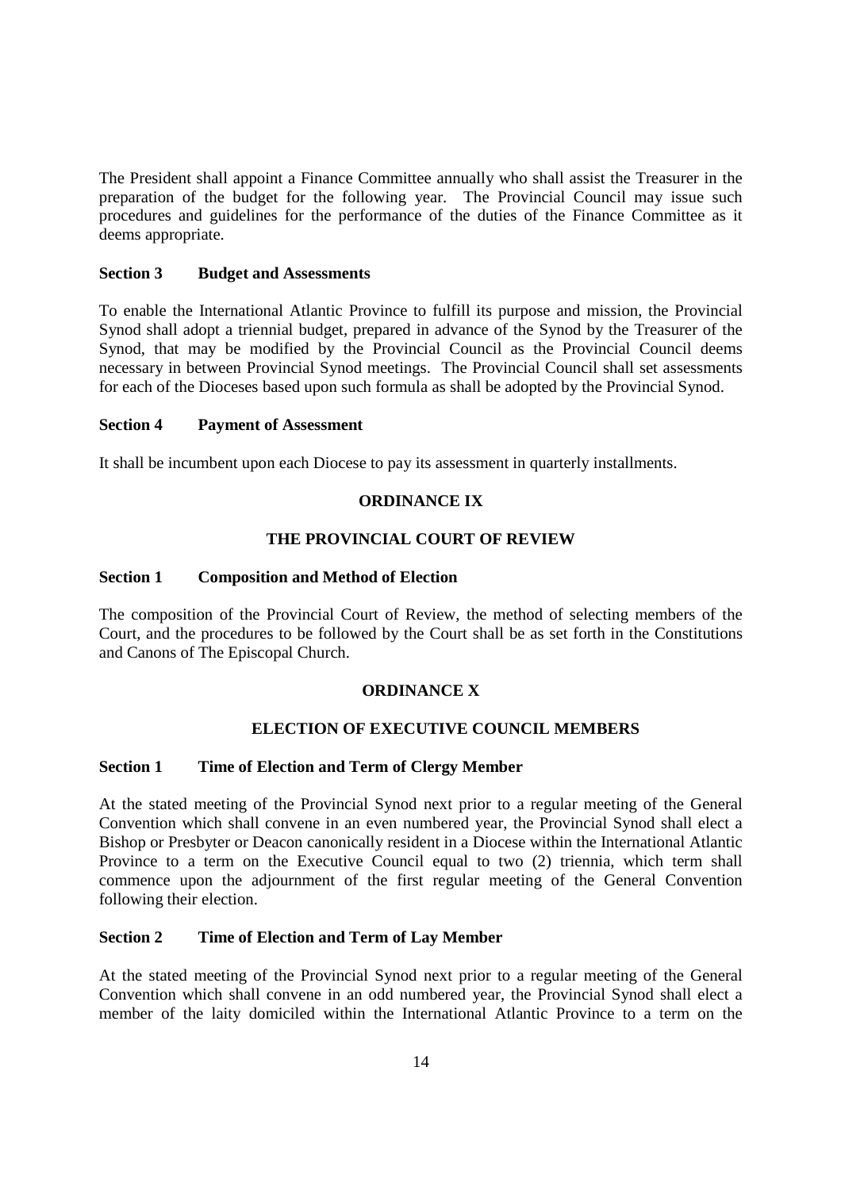The President shall appoint a Finance Committee annually who shall assist the Treasurer in the preparation of the budget for the following year. The Provincial Council may issue such procedures and guidelines for the performance of the duties of the Finance Committee as it deems appropriate.

**Section 3 Budget and Assessments**

To enable the International Atlantic Province to fulfill its purpose and mission, the Provincial Synod shall adopt a triennial budget, prepared in advance of the Synod by the Treasurer of the Synod, that may be modified by the Provincial Council as the Provincial Council deems necessary in between Provincial Synod meetings. The Provincial Council shall set assessments for each of the Dioceses based upon such formula as shall be adopted by the Provincial Synod.

**Section 4 Payment of Assessment**

It shall be incumbent upon each Diocese to pay its assessment in quarterly installments.

## ORDINANCE IX

## THE PROVINCIAL COURT OF REVIEW

**Section 1 Composition and Method of Election**

The composition of the Provincial Court of Review, the method of selecting members of the Court, and the procedures to be followed by the Court shall be as set forth in the Constitutions and Canons of The Episcopal Church.

## ORDINANCE X

## ELECTION OF EXECUTIVE COUNCIL MEMBERS

**Section 1 Time of Election and Term of Clergy Member**

At the stated meeting of the Provincial Synod next prior to a regular meeting of the General Convention which shall convene in an even numbered year, the Provincial Synod shall elect a Bishop or Presbyter or Deacon canonically resident in a Diocese within the International Atlantic Province to a term on the Executive Council equal to two (2) triennia, which term shall commence upon the adjournment of the first regular meeting of the General Convention following their election.

**Section 2 Time of Election and Term of Lay Member**

At the stated meeting of the Provincial Synod next prior to a regular meeting of the General Convention which shall convene in an odd numbered year, the Provincial Synod shall elect a member of the laity domiciled within the International Atlantic Province to a term on the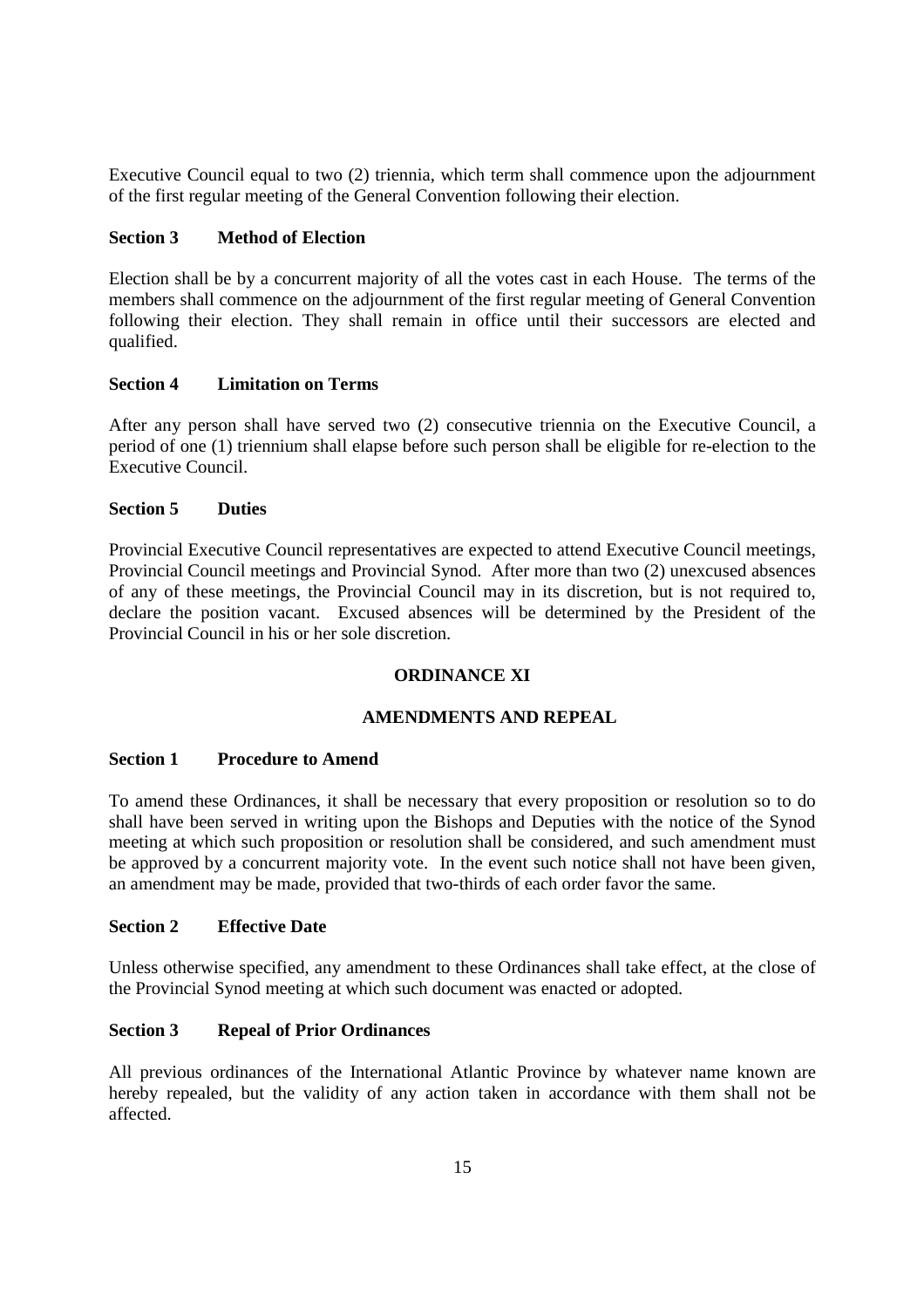Executive Council equal to two (2) triennia, which term shall commence upon the adjournment of the first regular meeting of the General Convention following their election.

**Section 3 Method of Election**

Election shall be by a concurrent majority of all the votes cast in each House. The terms of the members shall commence on the adjournment of the first regular meeting of General Convention following their election. They shall remain in office until their successors are elected and qualified.

**Section 4 Limitation on Terms**

After any person shall have served two (2) consecutive triennia on the Executive Council, a period of one (1) triennium shall elapse before such person shall be eligible for re-election to the Executive Council.

**Section 5 Duties**

Provincial Executive Council representatives are expected to attend Executive Council meetings, Provincial Council meetings and Provincial Synod. After more than two (2) unexcused absences of any of these meetings, the Provincial Council may in its discretion, but is not required to, declare the position vacant. Excused absences will be determined by the President of the Provincial Council in his or her sole discretion.

## ORDINANCE XI

## AMENDMENTS AND REPEAL

**Section 1 Procedure to Amend**

To amend these Ordinances, it shall be necessary that every proposition or resolution so to do shall have been served in writing upon the Bishops and Deputies with the notice of the Synod meeting at which such proposition or resolution shall be considered, and such amendment must be approved by a concurrent majority vote. In the event such notice shall not have been given, an amendment may be made, provided that two-thirds of each order favor the same.

**Section 2 Effective Date**

Unless otherwise specified, any amendment to these Ordinances shall take effect, at the close of the Provincial Synod meeting at which such document was enacted or adopted.

**Section 3 Repeal of Prior Ordinances**

All previous ordinances of the International Atlantic Province by whatever name known are hereby repealed, but the validity of any action taken in accordance with them shall not be affected.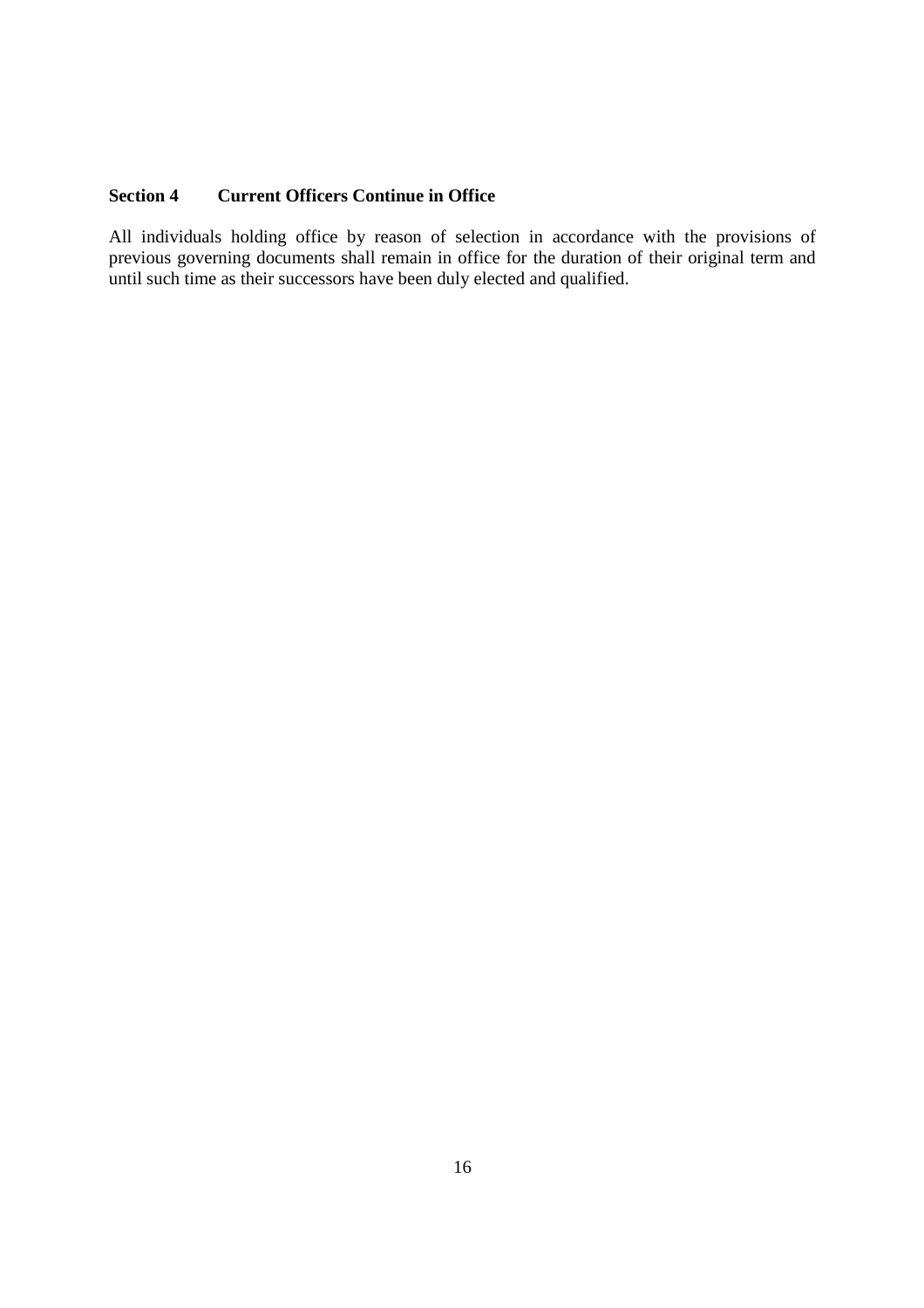### Section 4 Current Officers Continue in Office

All individuals holding office by reason of selection in accordance with the provisions of previous governing documents shall remain in office for the duration of their original term and until such time as their successors have been duly elected and qualified.